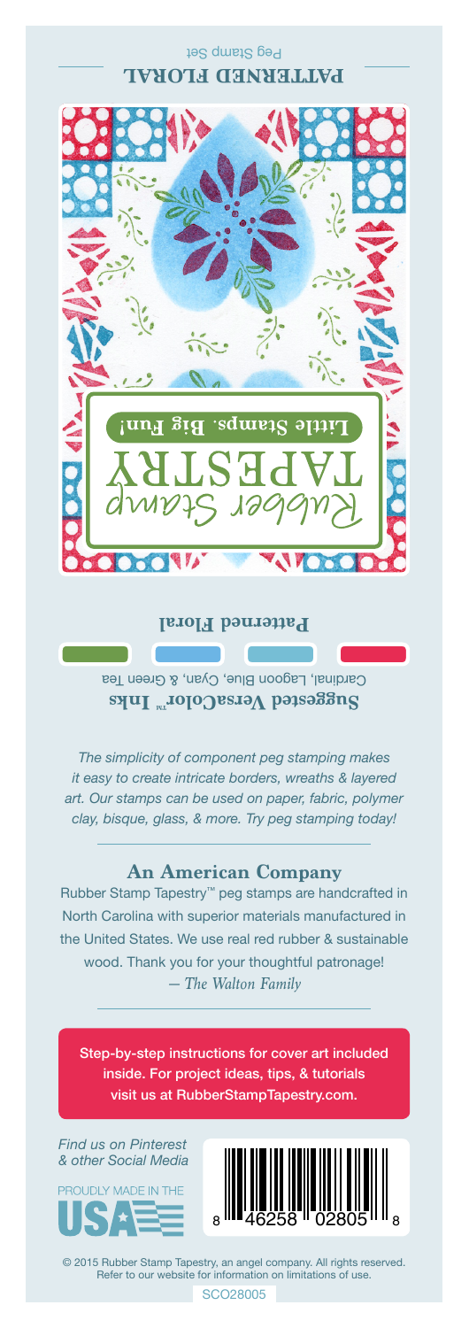PATTERNED FLORAL

Peg Stamp Set

Rubber Stamp TAPESTRY

Little Stamps. Big Fun!

**Patterned Floral**

**Suggested VersaColor™ Inks**

Cardinal, Lagoon Blue, Cyan, & Green Tea

*The simplicity of component peg stamping makes it easy to create intricate borders, wreaths & layered art. Our stamps can be used on paper, fabric, polymer clay, bisque, glass, & more. Try peg stamping today!*

## An American Company

Rubber Stamp Tapestry™ peg stamps are handcrafted in North Carolina with superior materials manufactured in the United States. We use real red rubber & sustainable wood. Thank you for your thoughtful patronage!

*— The Walton Family*

Step-by-step instructions for cover art included inside. For project ideas, tips, & tutorials visit us at RubberStampTapestry.com.

*Find us on Pinterest & other Social Media*

PROUDLY MADE IN THE USA

8 46258 02805 8

© 2015 Rubber Stamp Tapestry, an angel company. All rights reserved. Refer to our website for information on limitations of use.

SCO28005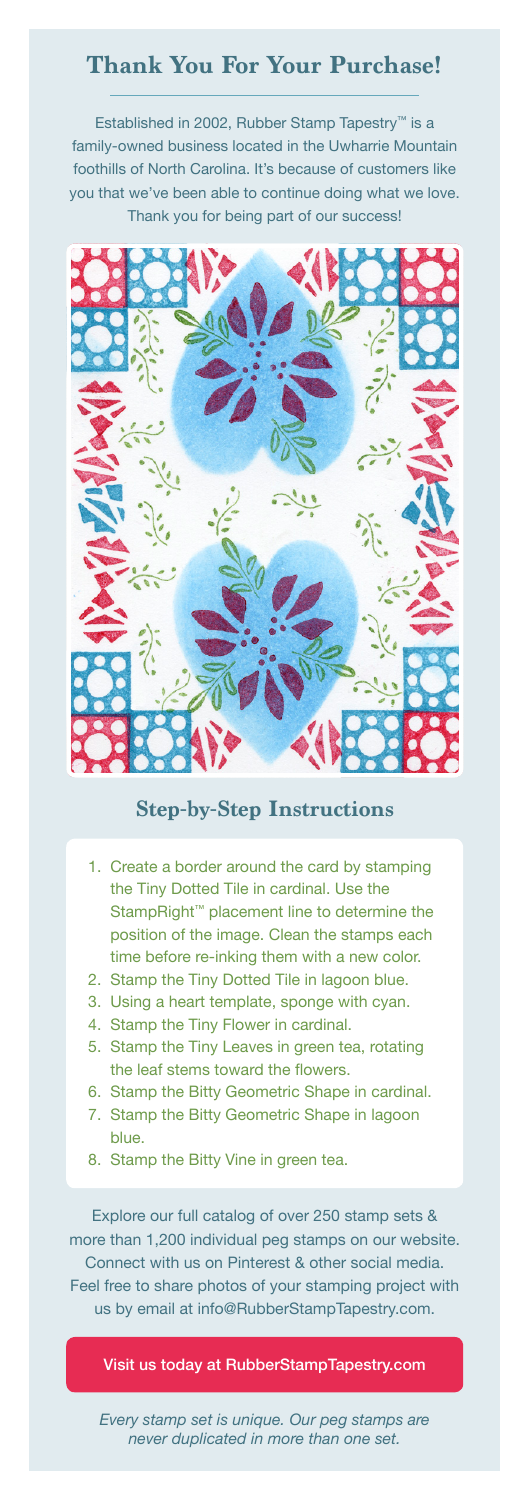## Thank You For Your Purchase!

Established in 2002, Rubber Stamp Tapestry™ is a family-owned business located in the Uwharrie Mountain foothills of North Carolina. It's because of customers like you that we've been able to continue doing what we love. Thank you for being part of our success!

### Step-by-Step Instructions

1. Create a border around the card by stamping the Tiny Dotted Tile in cardinal. Use the StampRight™ placement line to determine the position of the image. Clean the stamps each time before re-inking them with a new color.
2. Stamp the Tiny Dotted Tile in lagoon blue.
3. Using a heart template, sponge with cyan.
4. Stamp the Tiny Flower in cardinal.
5. Stamp the Tiny Leaves in green tea, rotating the leaf stems toward the flowers.
6. Stamp the Bitty Geometric Shape in cardinal.
7. Stamp the Bitty Geometric Shape in lagoon blue.
8. Stamp the Bitty Vine in green tea.

Explore our full catalog of over 250 stamp sets & more than 1,200 individual peg stamps on our website. Connect with us on Pinterest & other social media. Feel free to share photos of your stamping project with us by email at info@RubberStampTapestry.com.

**Visit us today at RubberStampTapestry.com**

*Every stamp set is unique. Our peg stamps are never duplicated in more than one set.*